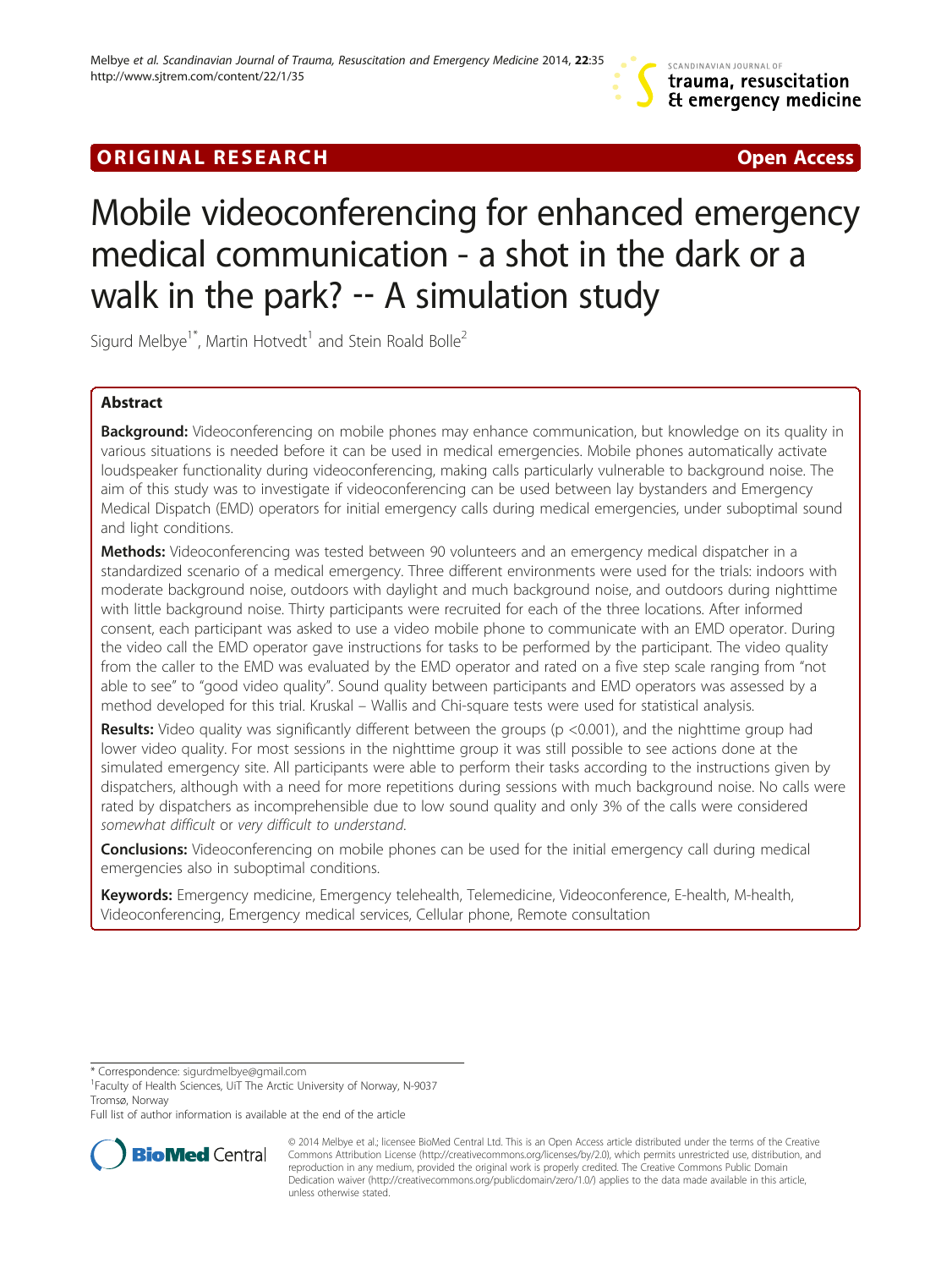**ORIGINAL RESEARCH** **Open Access**

# Mobile videoconferencing for enhanced emergency medical communication - a shot in the dark or a walk in the park? -- A simulation study

Sigurd Melbye[1*], Martin Hotvedt[1] and Stein Roald Bolle[2]

## Abstract

**Background:** Videoconferencing on mobile phones may enhance communication, but knowledge on its quality in various situations is needed before it can be used in medical emergencies. Mobile phones automatically activate loudspeaker functionality during videoconferencing, making calls particularly vulnerable to background noise. The aim of this study was to investigate if videoconferencing can be used between lay bystanders and Emergency Medical Dispatch (EMD) operators for initial emergency calls during medical emergencies, under suboptimal sound and light conditions.

**Methods:** Videoconferencing was tested between 90 volunteers and an emergency medical dispatcher in a standardized scenario of a medical emergency. Three different environments were used for the trials: indoors with moderate background noise, outdoors with daylight and much background noise, and outdoors during nighttime with little background noise. Thirty participants were recruited for each of the three locations. After informed consent, each participant was asked to use a video mobile phone to communicate with an EMD operator. During the video call the EMD operator gave instructions for tasks to be performed by the participant. The video quality from the caller to the EMD was evaluated by the EMD operator and rated on a five step scale ranging from "not able to see" to "good video quality". Sound quality between participants and EMD operators was assessed by a method developed for this trial. Kruskal – Wallis and Chi-square tests were used for statistical analysis.

**Results:** Video quality was significantly different between the groups ($p < 0.001$), and the nighttime group had lower video quality. For most sessions in the nighttime group it was still possible to see actions done at the simulated emergency site. All participants were able to perform their tasks according to the instructions given by dispatchers, although with a need for more repetitions during sessions with much background noise. No calls were rated by dispatchers as incomprehensible due to low sound quality and only 3% of the calls were considered *somewhat difficult* or *very difficult to understand.*

**Conclusions:** Videoconferencing on mobile phones can be used for the initial emergency call during medical emergencies also in suboptimal conditions.

**Keywords:** Emergency medicine, Emergency telehealth, Telemedicine, Videoconference, E-health, M-health, Videoconferencing, Emergency medical services, Cellular phone, Remote consultation

---

\* Correspondence: sigurdmelbye@gmail.com
[1]Faculty of Health Sciences, UiT The Arctic University of Norway, N-9037 Tromsø, Norway
Full list of author information is available at the end of the article

© 2014 Melbye et al.; licensee BioMed Central Ltd. This is an Open Access article distributed under the terms of the Creative Commons Attribution License (http://creativecommons.org/licenses/by/2.0), which permits unrestricted use, distribution, and reproduction in any medium, provided the original work is properly credited. The Creative Commons Public Domain Dedication waiver (http://creativecommons.org/publicdomain/zero/1.0/) applies to the data made available in this article, unless otherwise stated.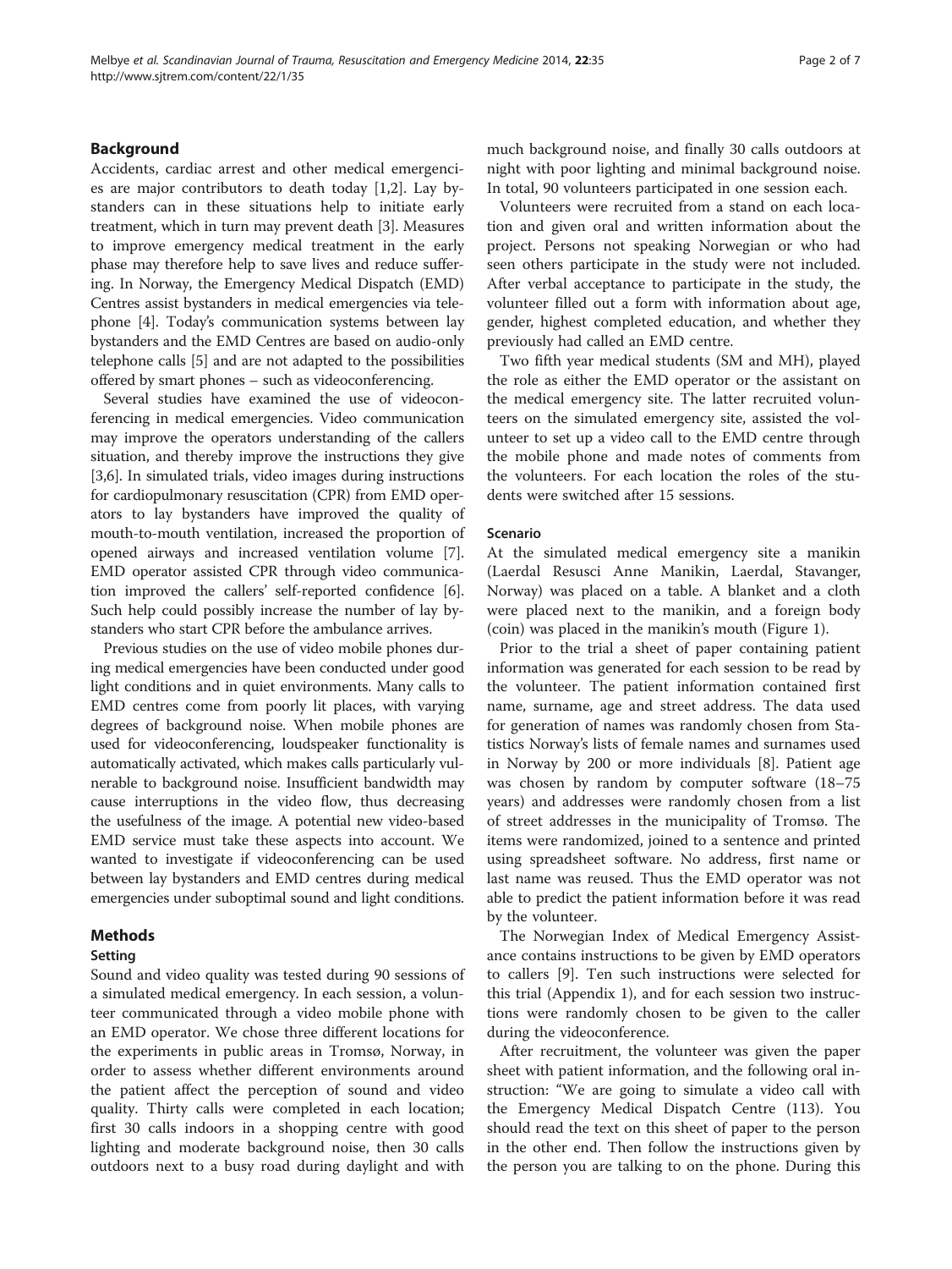## Background

Accidents, cardiac arrest and other medical emergencies are major contributors to death today [1,2]. Lay bystanders can in these situations help to initiate early treatment, which in turn may prevent death [3]. Measures to improve emergency medical treatment in the early phase may therefore help to save lives and reduce suffering. In Norway, the Emergency Medical Dispatch (EMD) Centres assist bystanders in medical emergencies via telephone [4]. Today's communication systems between lay bystanders and the EMD Centres are based on audio-only telephone calls [5] and are not adapted to the possibilities offered by smart phones – such as videoconferencing.

Several studies have examined the use of videoconferencing in medical emergencies. Video communication may improve the operators understanding of the callers situation, and thereby improve the instructions they give [3,6]. In simulated trials, video images during instructions for cardiopulmonary resuscitation (CPR) from EMD operators to lay bystanders have improved the quality of mouth-to-mouth ventilation, increased the proportion of opened airways and increased ventilation volume [7]. EMD operator assisted CPR through video communication improved the callers' self-reported confidence [6]. Such help could possibly increase the number of lay bystanders who start CPR before the ambulance arrives.

Previous studies on the use of video mobile phones during medical emergencies have been conducted under good light conditions and in quiet environments. Many calls to EMD centres come from poorly lit places, with varying degrees of background noise. When mobile phones are used for videoconferencing, loudspeaker functionality is automatically activated, which makes calls particularly vulnerable to background noise. Insufficient bandwidth may cause interruptions in the video flow, thus decreasing the usefulness of the image. A potential new video-based EMD service must take these aspects into account. We wanted to investigate if videoconferencing can be used between lay bystanders and EMD centres during medical emergencies under suboptimal sound and light conditions.

## Methods

### Setting

Sound and video quality was tested during 90 sessions of a simulated medical emergency. In each session, a volunteer communicated through a video mobile phone with an EMD operator. We chose three different locations for the experiments in public areas in Tromsø, Norway, in order to assess whether different environments around the patient affect the perception of sound and video quality. Thirty calls were completed in each location; first 30 calls indoors in a shopping centre with good lighting and moderate background noise, then 30 calls outdoors next to a busy road during daylight and with much background noise, and finally 30 calls outdoors at night with poor lighting and minimal background noise. In total, 90 volunteers participated in one session each.

Volunteers were recruited from a stand on each location and given oral and written information about the project. Persons not speaking Norwegian or who had seen others participate in the study were not included. After verbal acceptance to participate in the study, the volunteer filled out a form with information about age, gender, highest completed education, and whether they previously had called an EMD centre.

Two fifth year medical students (SM and MH), played the role as either the EMD operator or the assistant on the medical emergency site. The latter recruited volunteers on the simulated emergency site, assisted the volunteer to set up a video call to the EMD centre through the mobile phone and made notes of comments from the volunteers. For each location the roles of the students were switched after 15 sessions.

### Scenario

At the simulated medical emergency site a manikin (Laerdal Resusci Anne Manikin, Laerdal, Stavanger, Norway) was placed on a table. A blanket and a cloth were placed next to the manikin, and a foreign body (coin) was placed in the manikin's mouth (Figure 1).

Prior to the trial a sheet of paper containing patient information was generated for each session to be read by the volunteer. The patient information contained first name, surname, age and street address. The data used for generation of names was randomly chosen from Statistics Norway's lists of female names and surnames used in Norway by 200 or more individuals [8]. Patient age was chosen by random by computer software (18–75 years) and addresses were randomly chosen from a list of street addresses in the municipality of Tromsø. The items were randomized, joined to a sentence and printed using spreadsheet software. No address, first name or last name was reused. Thus the EMD operator was not able to predict the patient information before it was read by the volunteer.

The Norwegian Index of Medical Emergency Assistance contains instructions to be given by EMD operators to callers [9]. Ten such instructions were selected for this trial (Appendix 1), and for each session two instructions were randomly chosen to be given to the caller during the videoconference.

After recruitment, the volunteer was given the paper sheet with patient information, and the following oral instruction: "We are going to simulate a video call with the Emergency Medical Dispatch Centre (113). You should read the text on this sheet of paper to the person in the other end. Then follow the instructions given by the person you are talking to on the phone. During this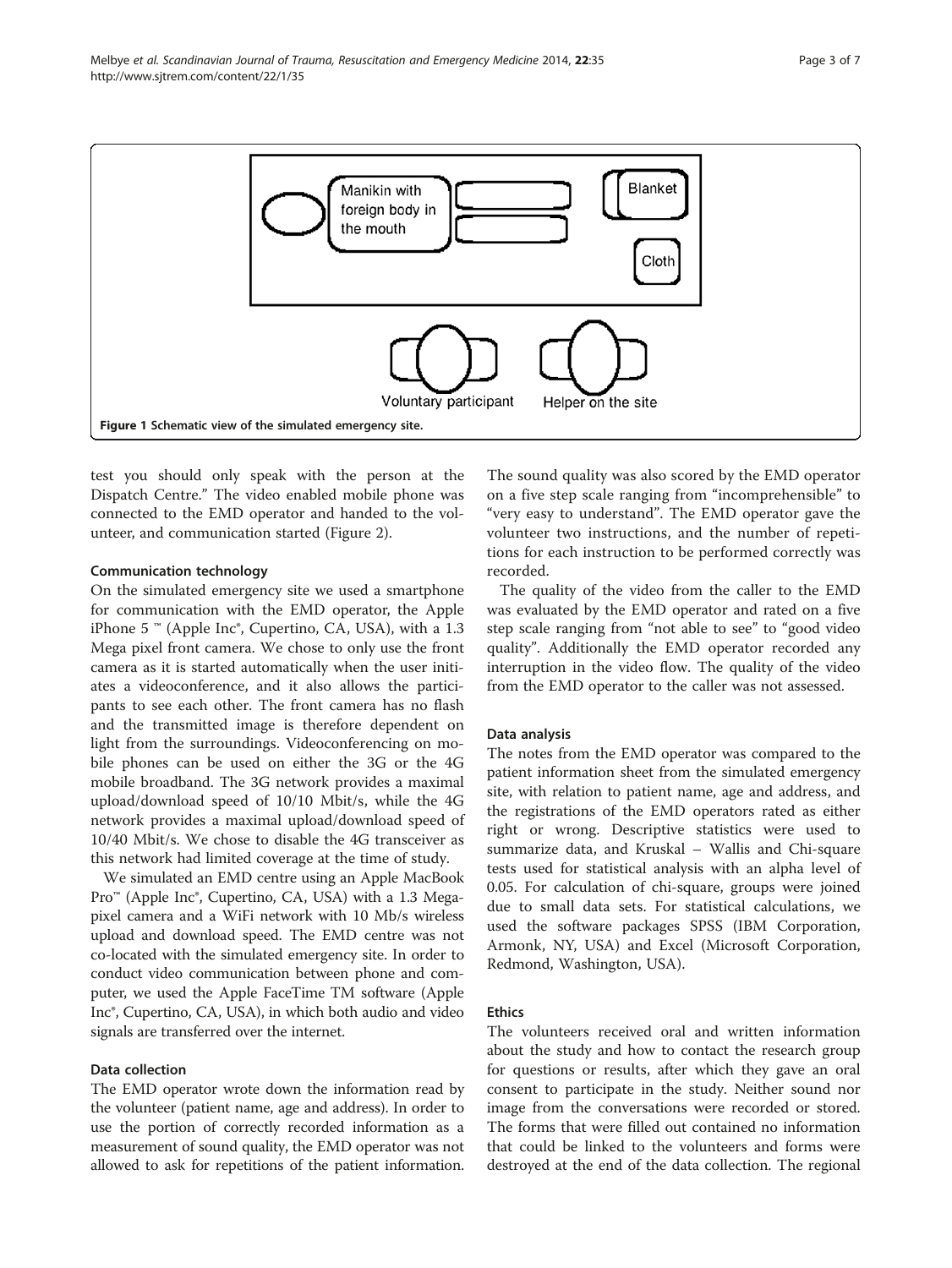Figure 1 Schematic view of the simulated emergency site.

test you should only speak with the person at the Dispatch Centre." The video enabled mobile phone was connected to the EMD operator and handed to the volunteer, and communication started (Figure 2).

### Communication technology

On the simulated emergency site we used a smartphone for communication with the EMD operator, the Apple iPhone 5 ™ (Apple Inc®, Cupertino, CA, USA), with a 1.3 Mega pixel front camera. We chose to only use the front camera as it is started automatically when the user initiates a videoconference, and it also allows the participants to see each other. The front camera has no flash and the transmitted image is therefore dependent on light from the surroundings. Videoconferencing on mobile phones can be used on either the 3G or the 4G mobile broadband. The 3G network provides a maximal upload/download speed of 10/10 Mbit/s, while the 4G network provides a maximal upload/download speed of 10/40 Mbit/s. We chose to disable the 4G transceiver as this network had limited coverage at the time of study.

We simulated an EMD centre using an Apple MacBook Pro™ (Apple Inc®, Cupertino, CA, USA) with a 1.3 Megapixel camera and a WiFi network with 10 Mb/s wireless upload and download speed. The EMD centre was not co-located with the simulated emergency site. In order to conduct video communication between phone and computer, we used the Apple FaceTime TM software (Apple Inc®, Cupertino, CA, USA), in which both audio and video signals are transferred over the internet.

### Data collection

The EMD operator wrote down the information read by the volunteer (patient name, age and address). In order to use the portion of correctly recorded information as a measurement of sound quality, the EMD operator was not allowed to ask for repetitions of the patient information. The sound quality was also scored by the EMD operator on a five step scale ranging from "incomprehensible" to "very easy to understand". The EMD operator gave the volunteer two instructions, and the number of repetitions for each instruction to be performed correctly was recorded.

The quality of the video from the caller to the EMD was evaluated by the EMD operator and rated on a five step scale ranging from "not able to see" to "good video quality". Additionally the EMD operator recorded any interruption in the video flow. The quality of the video from the EMD operator to the caller was not assessed.

### Data analysis

The notes from the EMD operator was compared to the patient information sheet from the simulated emergency site, with relation to patient name, age and address, and the registrations of the EMD operators rated as either right or wrong. Descriptive statistics were used to summarize data, and Kruskal – Wallis and Chi-square tests used for statistical analysis with an alpha level of 0.05. For calculation of chi-square, groups were joined due to small data sets. For statistical calculations, we used the software packages SPSS (IBM Corporation, Armonk, NY, USA) and Excel (Microsoft Corporation, Redmond, Washington, USA).

### Ethics

The volunteers received oral and written information about the study and how to contact the research group for questions or results, after which they gave an oral consent to participate in the study. Neither sound nor image from the conversations were recorded or stored. The forms that were filled out contained no information that could be linked to the volunteers and forms were destroyed at the end of the data collection. The regional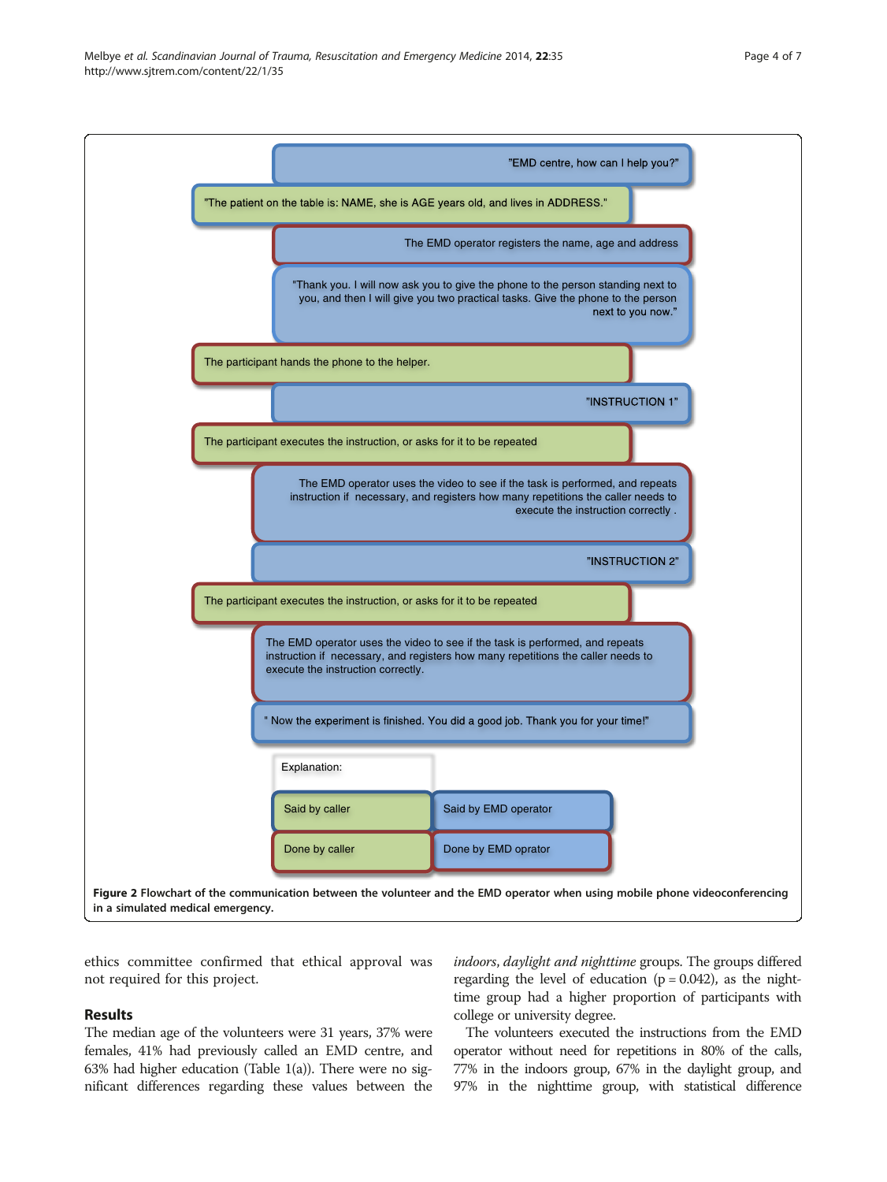"EMD centre, how can I help you?"

"The patient on the table is: NAME, she is AGE years old, and lives in ADDRESS."

The EMD operator registers the name, age and address

"Thank you. I will now ask you to give the phone to the person standing next to you, and then I will give you two practical tasks. Give the phone to the person next to you now."

The participant hands the phone to the helper.

"INSTRUCTION 1"

The participant executes the instruction, or asks for it to be repeated

The EMD operator uses the video to see if the task is performed, and repeats instruction if necessary, and registers how many repetitions the caller needs to execute the instruction correctly .

"INSTRUCTION 2"

The participant executes the instruction, or asks for it to be repeated

The EMD operator uses the video to see if the task is performed, and repeats instruction if necessary, and registers how many repetitions the caller needs to execute the instruction correctly.

" Now the experiment is finished. You did a good job. Thank you for your time!"

Explanation:

| Said by caller | Said by EMD operator |
|---|---|
| Done by caller | Done by EMD oprator |

**Figure 2** **Flowchart of the communication between the volunteer and the EMD operator when using mobile phone videoconferencing in a simulated medical emergency.**

ethics committee confirmed that ethical approval was not required for this project.

## Results

The median age of the volunteers were 31 years, 37% were females, 41% had previously called an EMD centre, and 63% had higher education (Table 1(a)). There were no significant differences regarding these values between the *indoors, daylight and nighttime* groups. The groups differed regarding the level of education (p = 0.042), as the nighttime group had a higher proportion of participants with college or university degree.

The volunteers executed the instructions from the EMD operator without need for repetitions in 80% of the calls, 77% in the indoors group, 67% in the daylight group, and 97% in the nighttime group, with statistical difference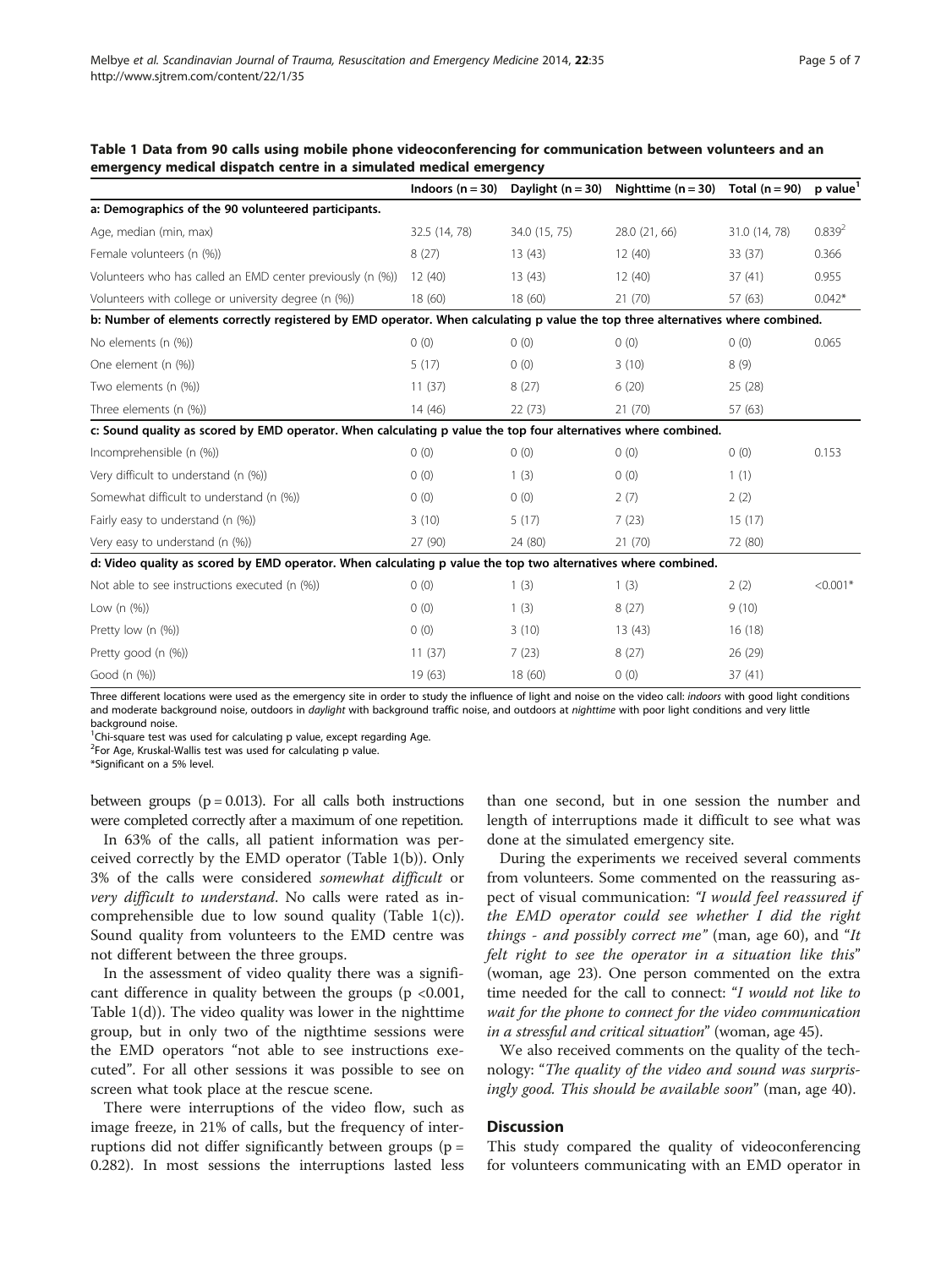**Table 1 Data from 90 calls using mobile phone videoconferencing for communication between volunteers and an emergency medical dispatch centre in a simulated medical emergency**

| | Indoors (n = 30) | Daylight (n = 30) | Nighttime (n = 30) | Total (n = 90) | p value[1] |
|---|---|---|---|---|---|
| **a: Demographics of the 90 volunteered participants.** | | | | | |
| Age, median (min, max) | 32.5 (14, 78) | 34.0 (15, 75) | 28.0 (21, 66) | 31.0 (14, 78) | 0.839[2] |
| Female volunteers (n (%)) | 8 (27) | 13 (43) | 12 (40) | 33 (37) | 0.366 |
| Volunteers who has called an EMD center previously (n (%)) | 12 (40) | 13 (43) | 12 (40) | 37 (41) | 0.955 |
| Volunteers with college or university degree (n (%)) | 18 (60) | 18 (60) | 21 (70) | 57 (63) | 0.042* |
| **b: Number of elements correctly registered by EMD operator. When calculating p value the top three alternatives where combined.** | | | | | |
| No elements (n (%)) | 0 (0) | 0 (0) | 0 (0) | 0 (0) | 0.065 |
| One element (n (%)) | 5 (17) | 0 (0) | 3 (10) | 8 (9) | |
| Two elements (n (%)) | 11 (37) | 8 (27) | 6 (20) | 25 (28) | |
| Three elements (n (%)) | 14 (46) | 22 (73) | 21 (70) | 57 (63) | |
| **c: Sound quality as scored by EMD operator. When calculating p value the top four alternatives where combined.** | | | | | |
| Incomprehensible (n (%)) | 0 (0) | 0 (0) | 0 (0) | 0 (0) | 0.153 |
| Very difficult to understand (n (%)) | 0 (0) | 1 (3) | 0 (0) | 1 (1) | |
| Somewhat difficult to understand (n (%)) | 0 (0) | 0 (0) | 2 (7) | 2 (2) | |
| Fairly easy to understand (n (%)) | 3 (10) | 5 (17) | 7 (23) | 15 (17) | |
| Very easy to understand (n (%)) | 27 (90) | 24 (80) | 21 (70) | 72 (80) | |
| **d: Video quality as scored by EMD operator. When calculating p value the top two alternatives where combined.** | | | | | |
| Not able to see instructions executed (n (%)) | 0 (0) | 1 (3) | 1 (3) | 2 (2) | <0.001* |
| Low (n (%)) | 0 (0) | 1 (3) | 8 (27) | 9 (10) | |
| Pretty low (n (%)) | 0 (0) | 3 (10) | 13 (43) | 16 (18) | |
| Pretty good (n (%)) | 11 (37) | 7 (23) | 8 (27) | 26 (29) | |
| Good (n (%)) | 19 (63) | 18 (60) | 0 (0) | 37 (41) | |

Three different locations were used as the emergency site in order to study the influence of light and noise on the video call: *indoors* with good light conditions and moderate background noise, outdoors in *daylight* with background traffic noise, and outdoors at *nighttime* with poor light conditions and very little background noise.

[1]Chi-square test was used for calculating p value, except regarding Age.

[2]For Age, Kruskal-Wallis test was used for calculating p value.

*Significant on a 5% level.

between groups ($p = 0.013$). For all calls both instructions were completed correctly after a maximum of one repetition.

In 63% of the calls, all patient information was perceived correctly by the EMD operator (Table 1(b)). Only 3% of the calls were considered *somewhat difficult* or *very difficult to understand*. No calls were rated as incomprehensible due to low sound quality (Table 1(c)). Sound quality from volunteers to the EMD centre was not different between the three groups.

In the assessment of video quality there was a significant difference in quality between the groups ($p < 0.001$, Table 1(d)). The video quality was lower in the nighttime group, but in only two of the nigthtime sessions were the EMD operators "not able to see instructions executed". For all other sessions it was possible to see on screen what took place at the rescue scene.

There were interruptions of the video flow, such as image freeze, in 21% of calls, but the frequency of interruptions did not differ significantly between groups ($p = 0.282$). In most sessions the interruptions lasted less than one second, but in one session the number and length of interruptions made it difficult to see what was done at the simulated emergency site.

During the experiments we received several comments from volunteers. Some commented on the reassuring aspect of visual communication: *"I would feel reassured if the EMD operator could see whether I did the right things - and possibly correct me"* (man, age 60), and "*It felt right to see the operator in a situation like this*" (woman, age 23). One person commented on the extra time needed for the call to connect: "*I would not like to wait for the phone to connect for the video communication in a stressful and critical situation*" (woman, age 45).

We also received comments on the quality of the technology: "*The quality of the video and sound was surprisingly good. This should be available soon*" (man, age 40).

## Discussion

This study compared the quality of videoconferencing for volunteers communicating with an EMD operator in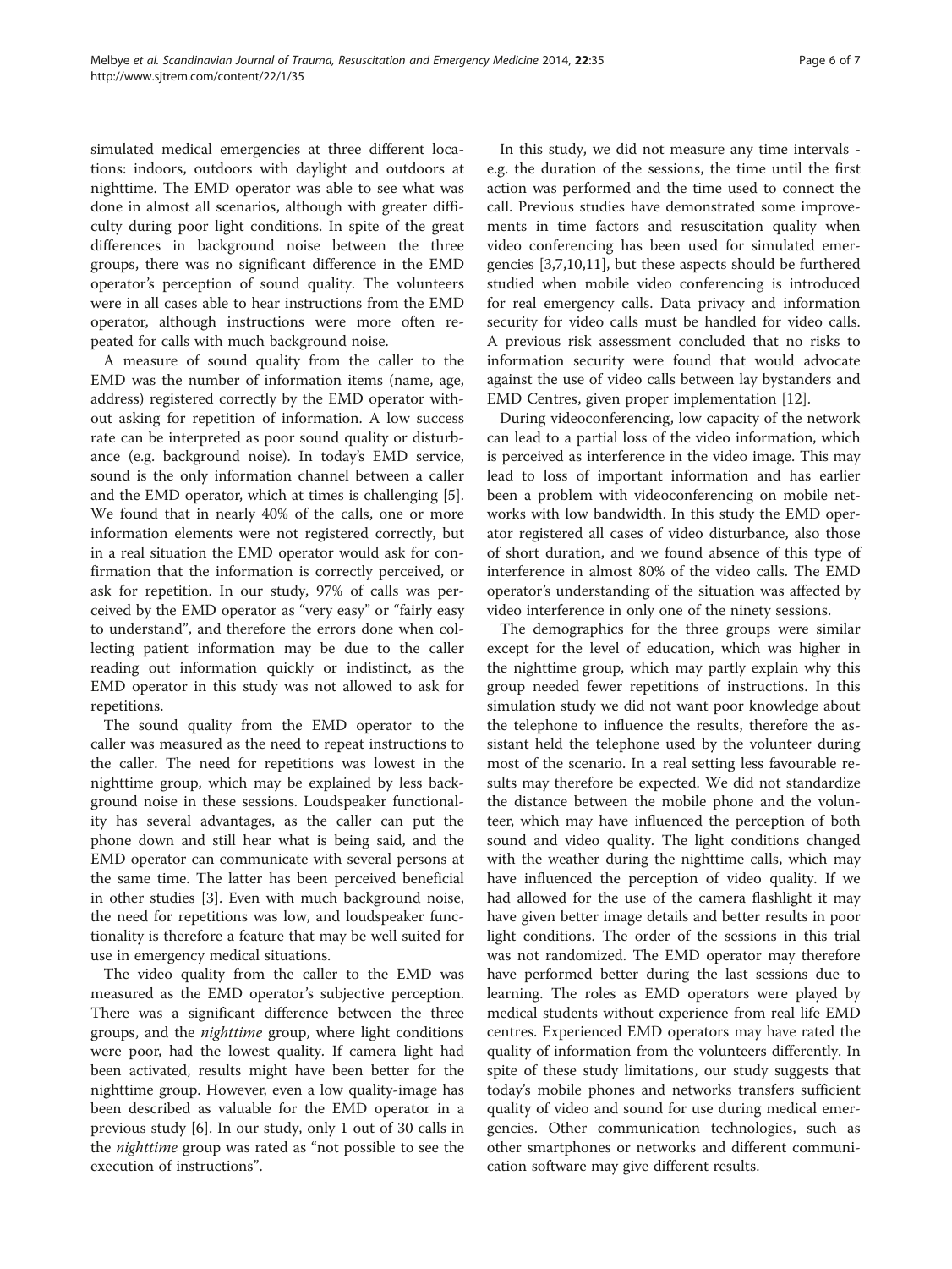simulated medical emergencies at three different locations: indoors, outdoors with daylight and outdoors at nighttime. The EMD operator was able to see what was done in almost all scenarios, although with greater difficulty during poor light conditions. In spite of the great differences in background noise between the three groups, there was no significant difference in the EMD operator's perception of sound quality. The volunteers were in all cases able to hear instructions from the EMD operator, although instructions were more often repeated for calls with much background noise.

A measure of sound quality from the caller to the EMD was the number of information items (name, age, address) registered correctly by the EMD operator without asking for repetition of information. A low success rate can be interpreted as poor sound quality or disturbance (e.g. background noise). In today's EMD service, sound is the only information channel between a caller and the EMD operator, which at times is challenging [5]. We found that in nearly 40% of the calls, one or more information elements were not registered correctly, but in a real situation the EMD operator would ask for confirmation that the information is correctly perceived, or ask for repetition. In our study, 97% of calls was perceived by the EMD operator as "very easy" or "fairly easy to understand", and therefore the errors done when collecting patient information may be due to the caller reading out information quickly or indistinct, as the EMD operator in this study was not allowed to ask for repetitions.

The sound quality from the EMD operator to the caller was measured as the need to repeat instructions to the caller. The need for repetitions was lowest in the nighttime group, which may be explained by less background noise in these sessions. Loudspeaker functionality has several advantages, as the caller can put the phone down and still hear what is being said, and the EMD operator can communicate with several persons at the same time. The latter has been perceived beneficial in other studies [3]. Even with much background noise, the need for repetitions was low, and loudspeaker functionality is therefore a feature that may be well suited for use in emergency medical situations.

The video quality from the caller to the EMD was measured as the EMD operator's subjective perception. There was a significant difference between the three groups, and the *nighttime* group, where light conditions were poor, had the lowest quality. If camera light had been activated, results might have been better for the nighttime group. However, even a low quality-image has been described as valuable for the EMD operator in a previous study [6]. In our study, only 1 out of 30 calls in the *nighttime* group was rated as "not possible to see the execution of instructions".

In this study, we did not measure any time intervals - e.g. the duration of the sessions, the time until the first action was performed and the time used to connect the call. Previous studies have demonstrated some improvements in time factors and resuscitation quality when video conferencing has been used for simulated emergencies [3,7,10,11], but these aspects should be furthered studied when mobile video conferencing is introduced for real emergency calls. Data privacy and information security for video calls must be handled for video calls. A previous risk assessment concluded that no risks to information security were found that would advocate against the use of video calls between lay bystanders and EMD Centres, given proper implementation [12].

During videoconferencing, low capacity of the network can lead to a partial loss of the video information, which is perceived as interference in the video image. This may lead to loss of important information and has earlier been a problem with videoconferencing on mobile networks with low bandwidth. In this study the EMD operator registered all cases of video disturbance, also those of short duration, and we found absence of this type of interference in almost 80% of the video calls. The EMD operator's understanding of the situation was affected by video interference in only one of the ninety sessions.

The demographics for the three groups were similar except for the level of education, which was higher in the nighttime group, which may partly explain why this group needed fewer repetitions of instructions. In this simulation study we did not want poor knowledge about the telephone to influence the results, therefore the assistant held the telephone used by the volunteer during most of the scenario. In a real setting less favourable results may therefore be expected. We did not standardize the distance between the mobile phone and the volunteer, which may have influenced the perception of both sound and video quality. The light conditions changed with the weather during the nighttime calls, which may have influenced the perception of video quality. If we had allowed for the use of the camera flashlight it may have given better image details and better results in poor light conditions. The order of the sessions in this trial was not randomized. The EMD operator may therefore have performed better during the last sessions due to learning. The roles as EMD operators were played by medical students without experience from real life EMD centres. Experienced EMD operators may have rated the quality of information from the volunteers differently. In spite of these study limitations, our study suggests that today's mobile phones and networks transfers sufficient quality of video and sound for use during medical emergencies. Other communication technologies, such as other smartphones or networks and different communication software may give different results.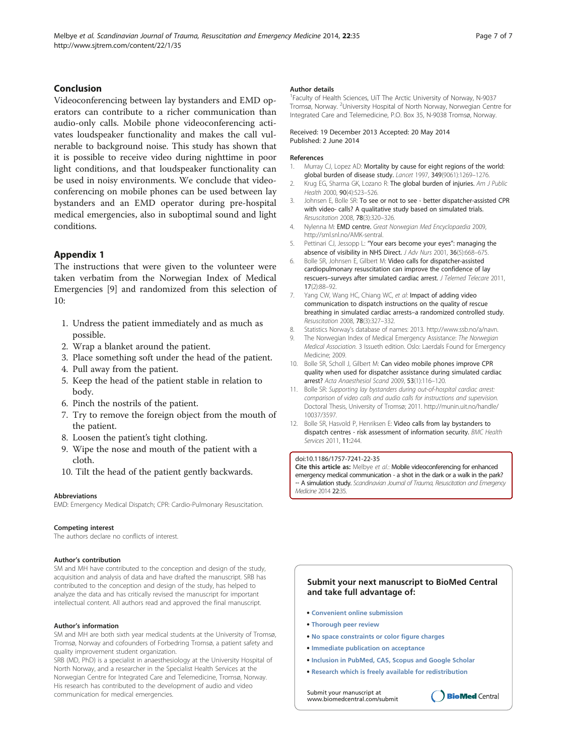## Conclusion

Videoconferencing between lay bystanders and EMD operators can contribute to a richer communication than audio-only calls. Mobile phone videoconferencing activates loudspeaker functionality and makes the call vulnerable to background noise. This study has shown that it is possible to receive video during nighttime in poor light conditions, and that loudspeaker functionality can be used in noisy environments. We conclude that videoconferencing on mobile phones can be used between lay bystanders and an EMD operator during pre-hospital medical emergencies, also in suboptimal sound and light conditions.

## Appendix 1

The instructions that were given to the volunteer were taken verbatim from the Norwegian Index of Medical Emergencies [9] and randomized from this selection of 10:

1. Undress the patient immediately and as much as possible.
2. Wrap a blanket around the patient.
3. Place something soft under the head of the patient.
4. Pull away from the patient.
5. Keep the head of the patient stable in relation to body.
6. Pinch the nostrils of the patient.
7. Try to remove the foreign object from the mouth of the patient.
8. Loosen the patient's tight clothing.
9. Wipe the nose and mouth of the patient with a cloth.
10. Tilt the head of the patient gently backwards.

#### Abbreviations

EMD: Emergency Medical Dispatch; CPR: Cardio-Pulmonary Resuscitation.

#### Competing interest

The authors declare no conflicts of interest.

#### Author's contribution

SM and MH have contributed to the conception and design of the study, acquisition and analysis of data and have drafted the manuscript. SRB has contributed to the conception and design of the study, has helped to analyze the data and has critically revised the manuscript for important intellectual content. All authors read and approved the final manuscript.

#### Author's information

SM and MH are both sixth year medical students at the University of Tromsø, Tromsø, Norway and cofounders of Forbedring Tromsø, a patient safety and quality improvement student organization.

SRB (MD, PhD) is a specialist in anaesthesiology at the University Hospital of North Norway, and a researcher in the Specialist Health Services at the Norwegian Centre for Integrated Care and Telemedicine, Tromsø, Norway. His research has contributed to the development of audio and video communication for medical emergencies.

#### Author details

[1]Faculty of Health Sciences, UiT The Arctic University of Norway, N-9037 Tromsø, Norway. [2]University Hospital of North Norway, Norwegian Centre for Integrated Care and Telemedicine, P.O. Box 35, N-9038 Tromsø, Norway.

Received: 19 December 2013 Accepted: 20 May 2014
Published: 2 June 2014

#### References

1. Murray CJ, Lopez AD: **Mortality by cause for eight regions of the world: global burden of disease study.** *Lancet* 1997, **349**(9061):1269–1276.
2. Krug EG, Sharma GK, Lozano R: **The global burden of injuries.** *Am J Public Health* 2000, **90**(4):523–526.
3. Johnsen E, Bolle SR: **To see or not to see - better dispatcher-assisted CPR with video- calls? A qualitative study based on simulated trials.** *Resuscitation* 2008, **78**(3):320–326.
4. Nylenna M: **EMD centre.** *Great Norwegian Med Encyclopaedia* 2009, http://sml.snl.no/AMK-sentral.
5. Pettinari CJ, Jessopp L: **"Your ears become your eyes": managing the absence of visibility in NHS Direct.** *J Adv Nurs* 2001, **36**(5):668–675.
6. Bolle SR, Johnsen E, Gilbert M: **Video calls for dispatcher-assisted cardiopulmonary resuscitation can improve the confidence of lay rescuers–surveys after simulated cardiac arrest.** *J Telemed Telecare* 2011, **17**(2):88–92.
7. Yang CW, Wang HC, Chiang WC, *et al*: **Impact of adding video communication to dispatch instructions on the quality of rescue breathing in simulated cardiac arrests–a randomized controlled study.** *Resuscitation* 2008, **78**(3):327–332.
8. Statistics Norway's database of names: 2013. http://www.ssb.no/a/navn.
9. The Norwegian Index of Medical Emergency Assistance: *The Norwegian Medical Association.* 3 Issueth edition. Oslo: Laerdals Found for Emergency Medicine; 2009.
10. Bolle SR, Scholl J, Gilbert M: **Can video mobile phones improve CPR quality when used for dispatcher assistance during simulated cardiac arrest?** *Acta Anaesthesiol Scand* 2009, **53**(1):116–120.
11. Bolle SR: *Supporting lay bystanders during out-of-hospital cardiac arrest: comparison of video calls and audio calls for instructions and supervision.* Doctoral Thesis, University of Tromsø; 2011. http://munin.uit.no/handle/10037/3597.
12. Bolle SR, Hasvold P, Henriksen E: **Video calls from lay bystanders to dispatch centres - risk assessment of information security.** *BMC Health Services* 2011, **11**:244.

doi:10.1186/1757-7241-22-35
**Cite this article as:** Melbye *et al.*: **Mobile videoconferencing for enhanced emergency medical communication - a shot in the dark or a walk in the park? -- A simulation study.** *Scandinavian Journal of Trauma, Resuscitation and Emergency Medicine* 2014 **22**:35.

**Submit your next manuscript to BioMed Central and take full advantage of:**

- Convenient online submission
- Thorough peer review
- No space constraints or color figure charges
- Immediate publication on acceptance
- Inclusion in PubMed, CAS, Scopus and Google Scholar
- Research which is freely available for redistribution

Submit your manuscript at www.biomedcentral.com/submit

BioMed Central